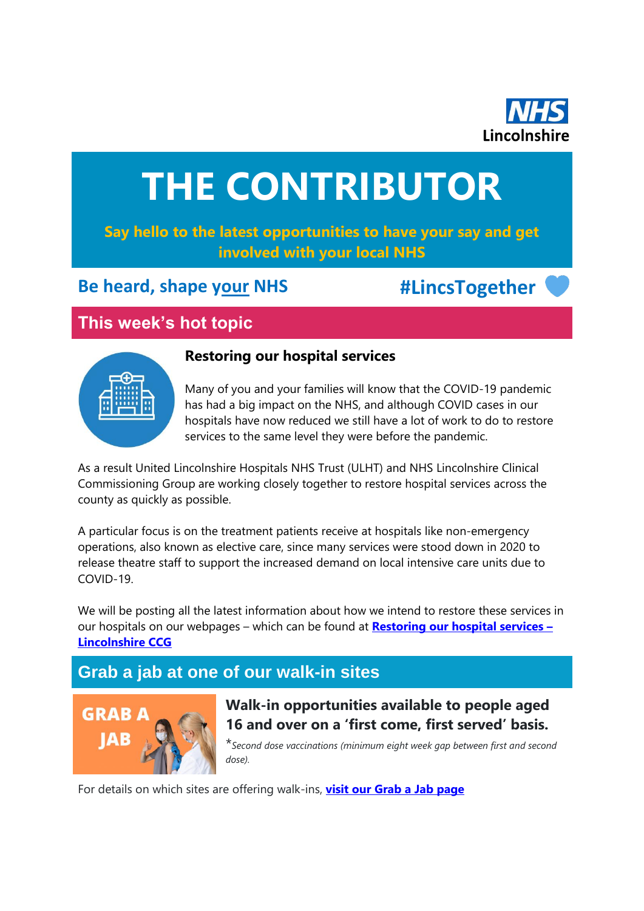NHS Lincolnshire

# THE CONTRIBUTOR

**Say hello to the latest opportunities to have your say and get involved with your local NHS**

**Be heard, shape your NHS** **#LincsTogether**

## This week's hot topic

### Restoring our hospital services

Many of you and your families will know that the COVID-19 pandemic has had a big impact on the NHS, and although COVID cases in our hospitals have now reduced we still have a lot of work to do to restore services to the same level they were before the pandemic.

As a result United Lincolnshire Hospitals NHS Trust (ULHT) and NHS Lincolnshire Clinical Commissioning Group are working closely together to restore hospital services across the county as quickly as possible.

A particular focus is on the treatment patients receive at hospitals like non-emergency operations, also known as elective care, since many services were stood down in 2020 to release theatre staff to support the increased demand on local intensive care units due to COVID-19.

We will be posting all the latest information about how we intend to restore these services in our hospitals on our webpages – which can be found at **Restoring our hospital services – Lincolnshire CCG**

## Grab a jab at one of our walk-in sites

### Walk-in opportunities available to people aged 16 and over on a 'first come, first served' basis.

*\*Second dose vaccinations (minimum eight week gap between first and second dose).*

For details on which sites are offering walk-ins, **visit our Grab a Jab page**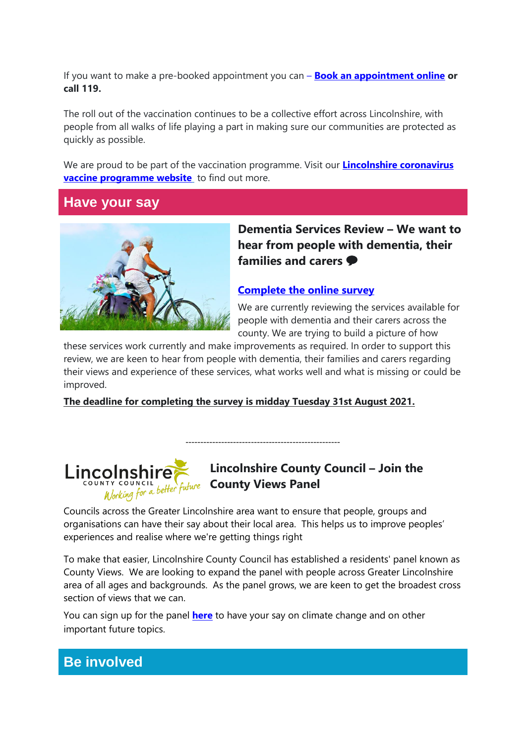If you want to make a pre-booked appointment you can – **Book an appointment online** or **call 119.**

The roll out of the vaccination continues to be a collective effort across Lincolnshire, with people from all walks of life playing a part in making sure our communities are protected as quickly as possible.

We are proud to be part of the vaccination programme. Visit our **Lincolnshire coronavirus vaccine programme website** to find out more.

## Have your say

### Dementia Services Review – We want to hear from people with dementia, their families and carers

**Complete the online survey**

We are currently reviewing the services available for people with dementia and their carers across the county. We are trying to build a picture of how these services work currently and make improvements as required. In order to support this review, we are keen to hear from people with dementia, their families and carers regarding their views and experience of these services, what works well and what is missing or could be improved.

**The deadline for completing the survey is midday Tuesday 31st August 2021.**

-----------------------------------------------------

### Lincolnshire County Council – Join the County Views Panel

Councils across the Greater Lincolnshire area want to ensure that people, groups and organisations can have their say about their local area. This helps us to improve peoples' experiences and realise where we're getting things right

To make that easier, Lincolnshire County Council has established a residents' panel known as County Views. We are looking to expand the panel with people across Greater Lincolnshire area of all ages and backgrounds. As the panel grows, we are keen to get the broadest cross section of views that we can.

You can sign up for the panel **here** to have your say on climate change and on other important future topics.

## Be involved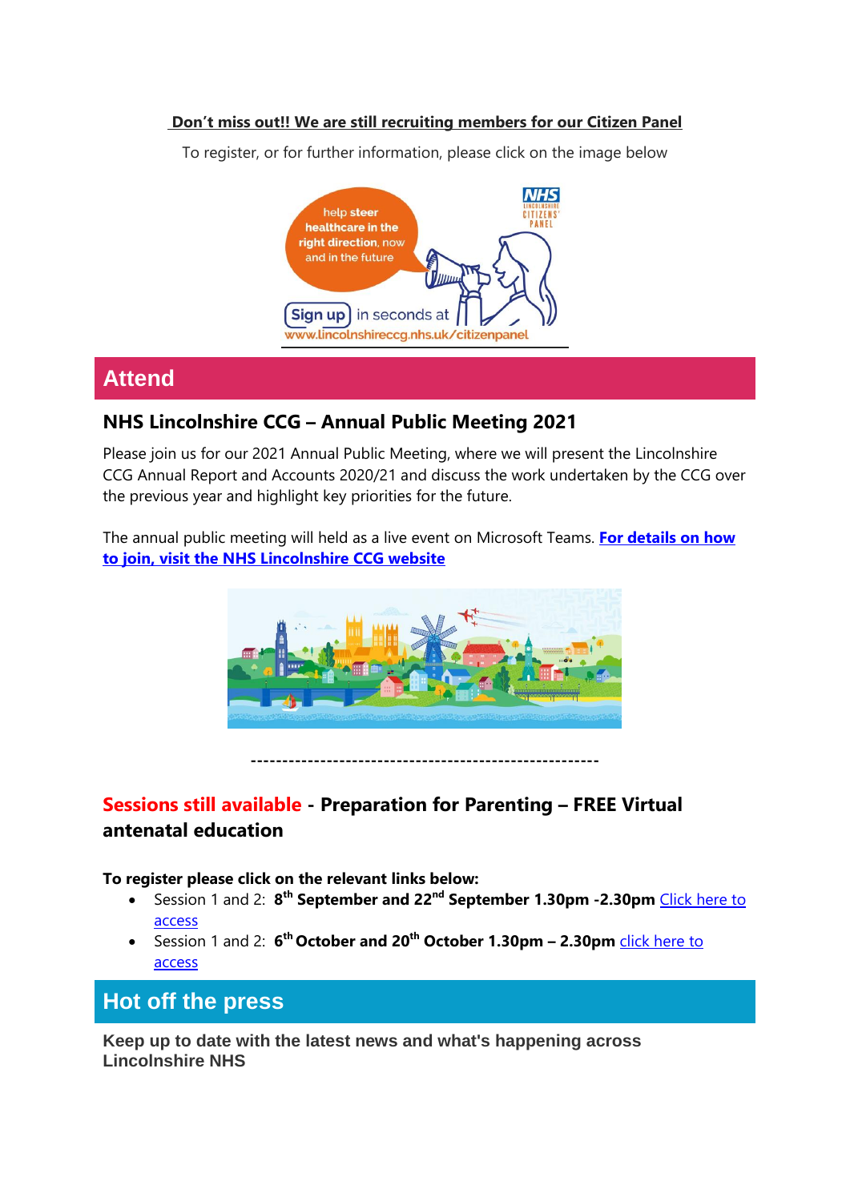**Don't miss out!! We are still recruiting members for our Citizen Panel**

To register, or for further information, please click on the image below

## Attend

### NHS Lincolnshire CCG – Annual Public Meeting 2021

Please join us for our 2021 Annual Public Meeting, where we will present the Lincolnshire CCG Annual Report and Accounts 2020/21 and discuss the work undertaken by the CCG over the previous year and highlight key priorities for the future.

The annual public meeting will held as a live event on Microsoft Teams. **For details on how to join, visit the NHS Lincolnshire CCG website**

---

### Sessions still available - Preparation for Parenting – FREE Virtual antenatal education

**To register please click on the relevant links below:**

- Session 1 and 2: **8th September and 22nd September 1.30pm -2.30pm** Click here to access
- Session 1 and 2: **6th October and 20th October 1.30pm – 2.30pm** click here to access

## Hot off the press

**Keep up to date with the latest news and what's happening across Lincolnshire NHS**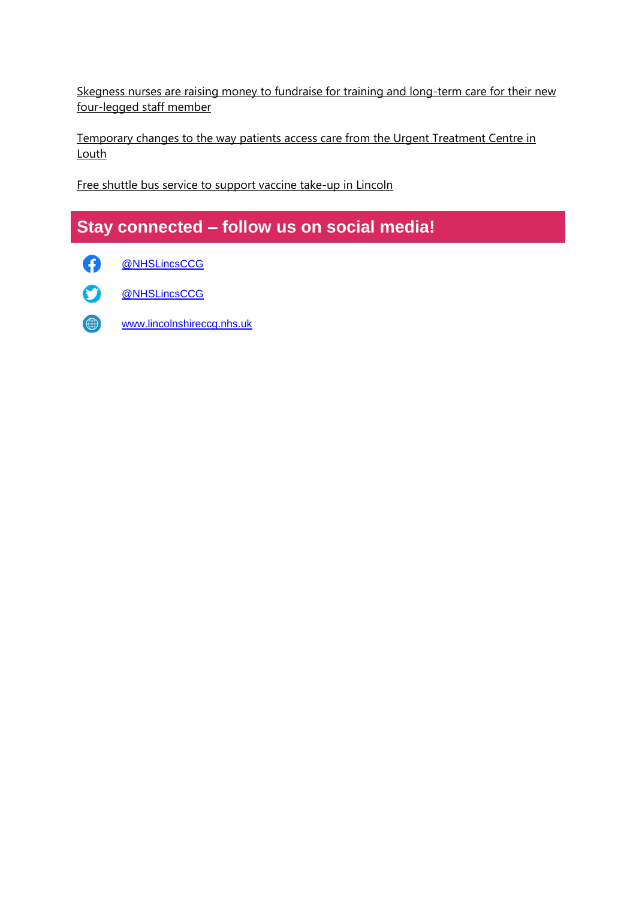Skegness nurses are raising money to fundraise for training and long-term care for their new four-legged staff member

Temporary changes to the way patients access care from the Urgent Treatment Centre in Louth

Free shuttle bus service to support vaccine take-up in Lincoln

## Stay connected – follow us on social media!

@NHSLincsCCG

@NHSLincsCCG

www.lincolnshireccg.nhs.uk